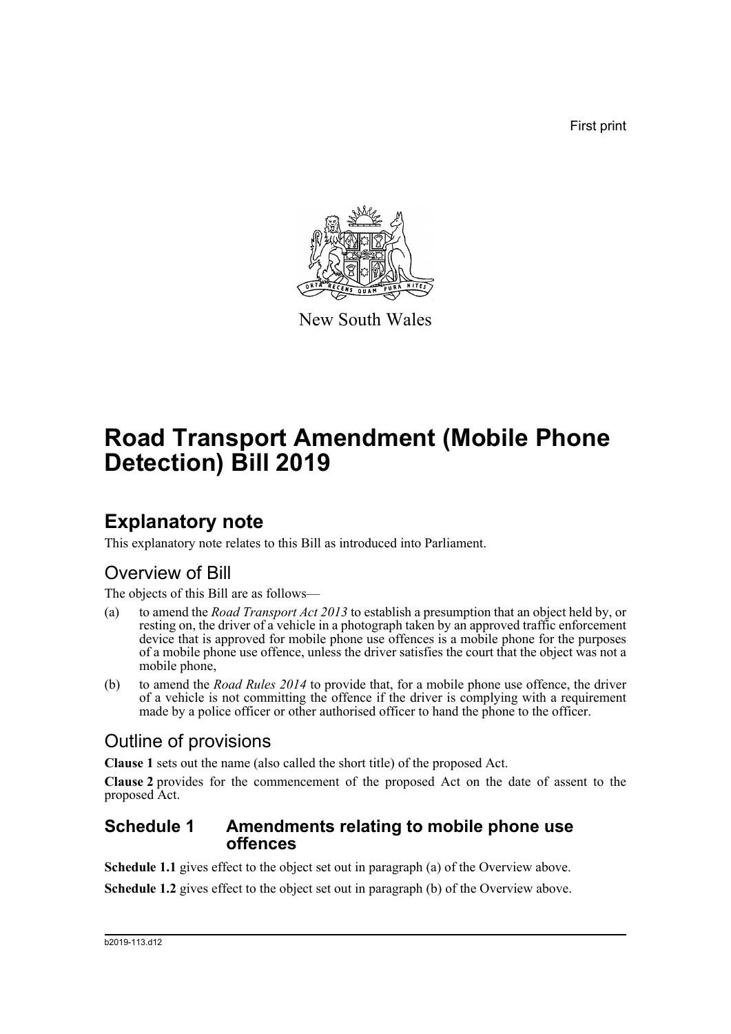First print

New South Wales

# Road Transport Amendment (Mobile Phone Detection) Bill 2019

## Explanatory note

This explanatory note relates to this Bill as introduced into Parliament.

### Overview of Bill

The objects of this Bill are as follows—

(a) to amend the *Road Transport Act 2013* to establish a presumption that an object held by, or resting on, the driver of a vehicle in a photograph taken by an approved traffic enforcement device that is approved for mobile phone use offences is a mobile phone for the purposes of a mobile phone use offence, unless the driver satisfies the court that the object was not a mobile phone,

(b) to amend the *Road Rules 2014* to provide that, for a mobile phone use offence, the driver of a vehicle is not committing the offence if the driver is complying with a requirement made by a police officer or other authorised officer to hand the phone to the officer.

### Outline of provisions

**Clause 1** sets out the name (also called the short title) of the proposed Act.

**Clause 2** provides for the commencement of the proposed Act on the date of assent to the proposed Act.

#### Schedule 1 Amendments relating to mobile phone use offences

**Schedule 1.1** gives effect to the object set out in paragraph (a) of the Overview above.

**Schedule 1.2** gives effect to the object set out in paragraph (b) of the Overview above.

b2019-113.d12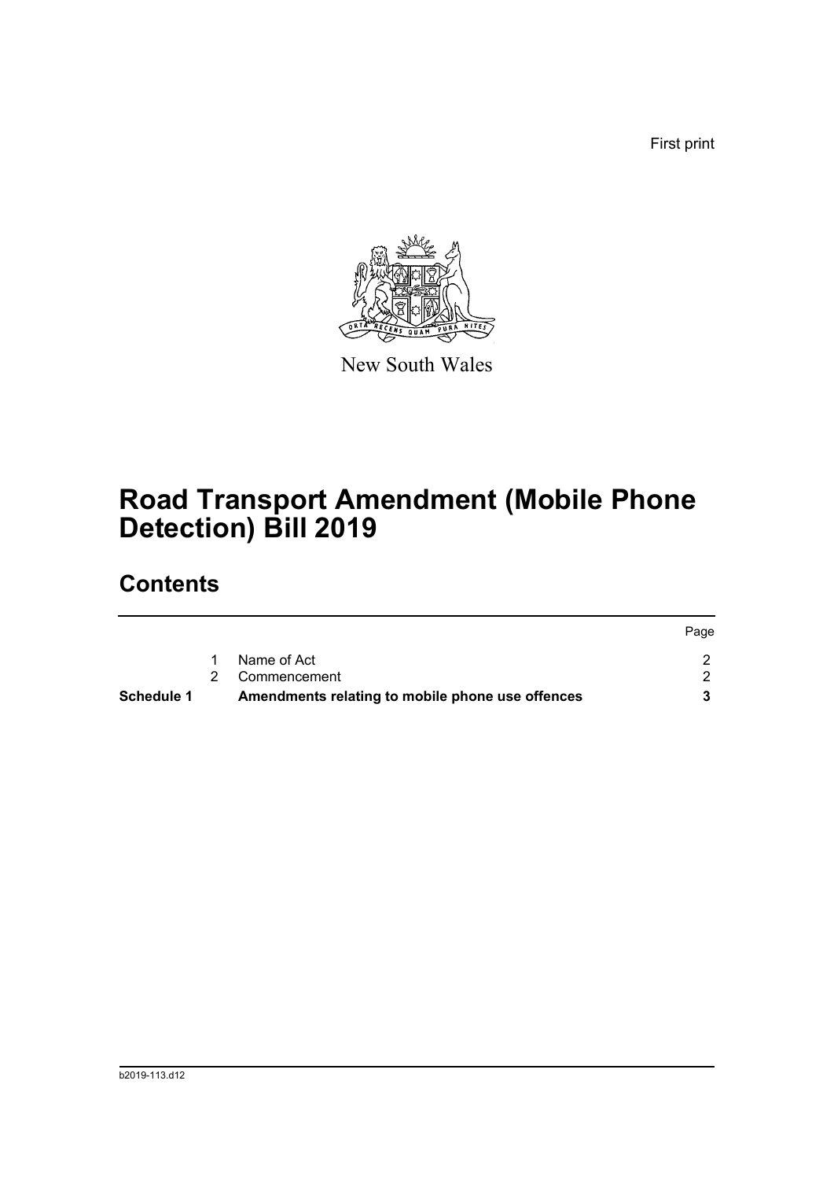First print

New South Wales

# Road Transport Amendment (Mobile Phone Detection) Bill 2019

## Contents

| | | | Page |
|---|---|---|---|
| | 1 | Name of Act | 2 |
| | 2 | Commencement | 2 |
| **Schedule 1** | | **Amendments relating to mobile phone use offences** | **3** |

b2019-113.d12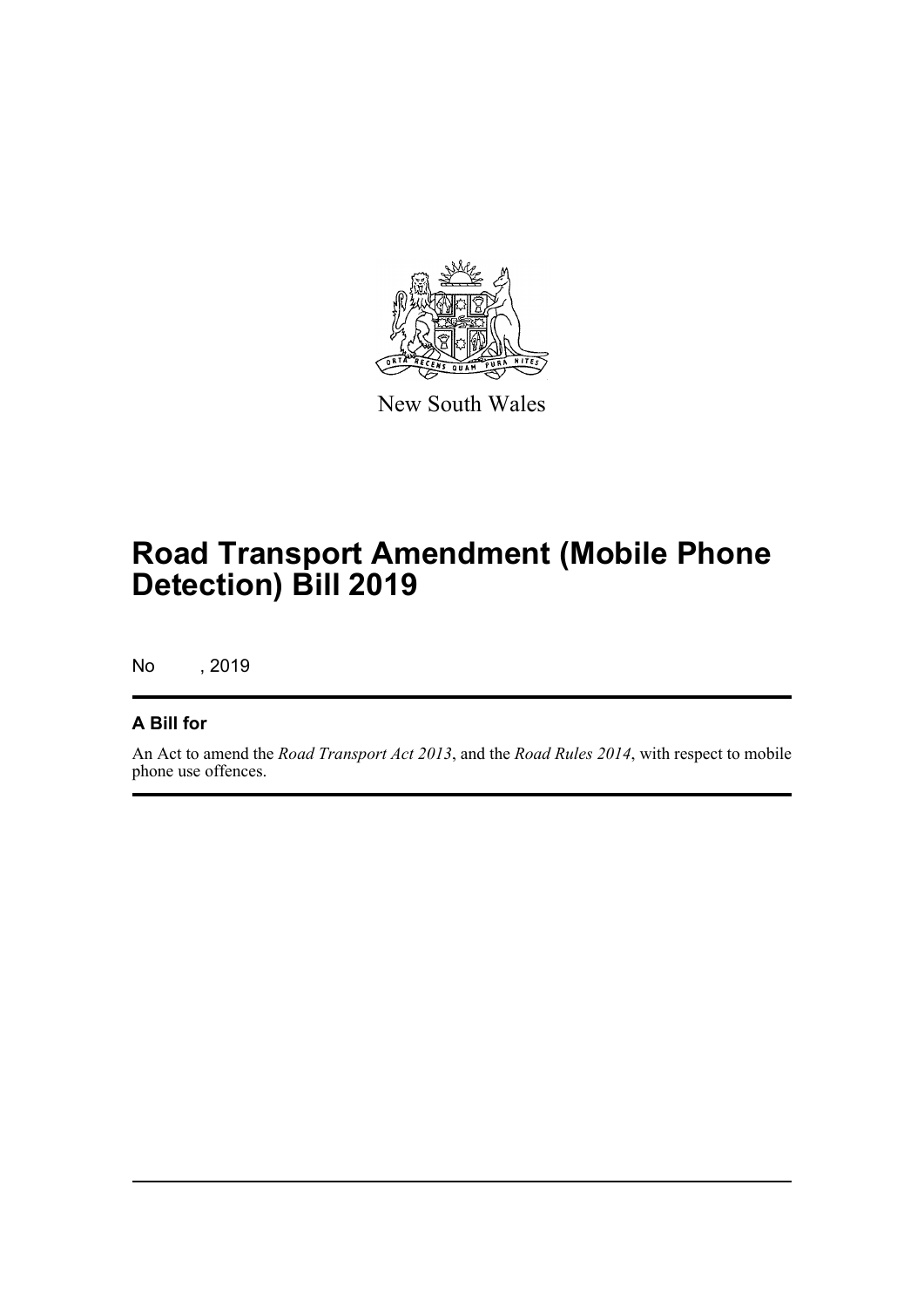New South Wales

# Road Transport Amendment (Mobile Phone Detection) Bill 2019

No , 2019

## A Bill for

An Act to amend the *Road Transport Act 2013*, and the *Road Rules 2014*, with respect to mobile phone use offences.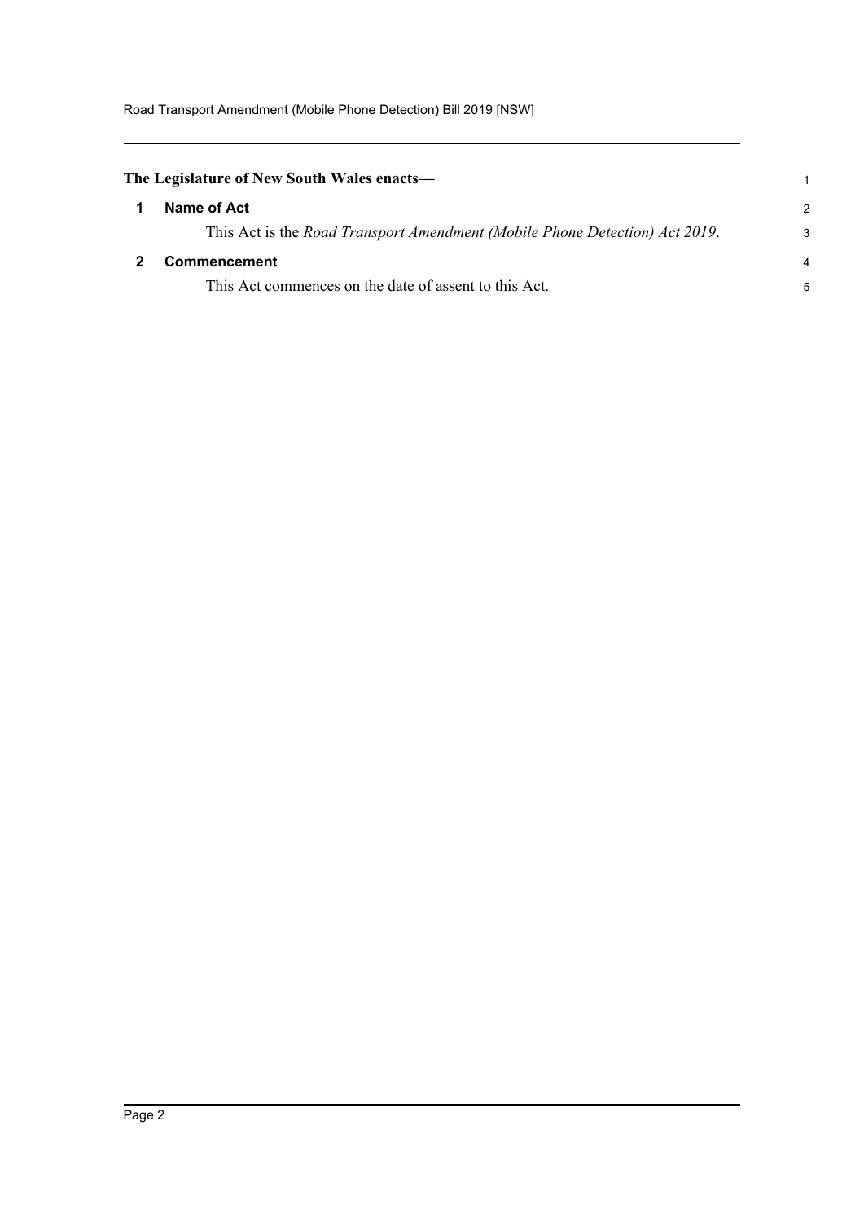**The Legislature of New South Wales enacts—**

## 1 Name of Act

This Act is the *Road Transport Amendment (Mobile Phone Detection) Act 2019*.

## 2 Commencement

This Act commences on the date of assent to this Act.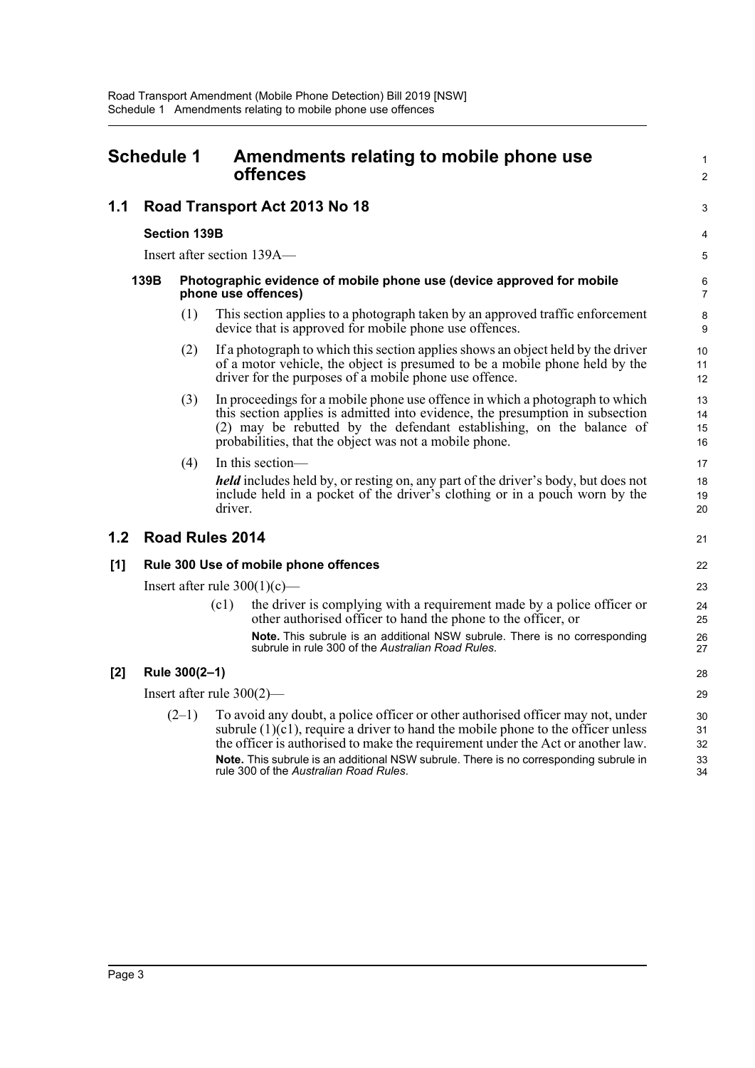# Schedule 1 Amendments relating to mobile phone use offences

## 1.1 Road Transport Act 2013 No 18

### Section 139B

Insert after section 139A—

#### 139B Photographic evidence of mobile phone use (device approved for mobile phone use offences)

(1) This section applies to a photograph taken by an approved traffic enforcement device that is approved for mobile phone use offences.

(2) If a photograph to which this section applies shows an object held by the driver of a motor vehicle, the object is presumed to be a mobile phone held by the driver for the purposes of a mobile phone use offence.

(3) In proceedings for a mobile phone use offence in which a photograph to which this section applies is admitted into evidence, the presumption in subsection (2) may be rebutted by the defendant establishing, on the balance of probabilities, that the object was not a mobile phone.

(4) In this section—

***held*** includes held by, or resting on, any part of the driver's body, but does not include held in a pocket of the driver's clothing or in a pouch worn by the driver.

## 1.2 Road Rules 2014

### [1] Rule 300 Use of mobile phones offences

Insert after rule 300(1)(c)—

(c1) the driver is complying with a requirement made by a police officer or other authorised officer to hand the phone to the officer, or

**Note.** This subrule is an additional NSW subrule. There is no corresponding subrule in rule 300 of the *Australian Road Rules*.

### [2] Rule 300(2–1)

Insert after rule 300(2)—

(2–1) To avoid any doubt, a police officer or other authorised officer may not, under subrule (1)(c1), require a driver to hand the mobile phone to the officer unless the officer is authorised to make the requirement under the Act or another law.

**Note.** This subrule is an additional NSW subrule. There is no corresponding subrule in rule 300 of the *Australian Road Rules*.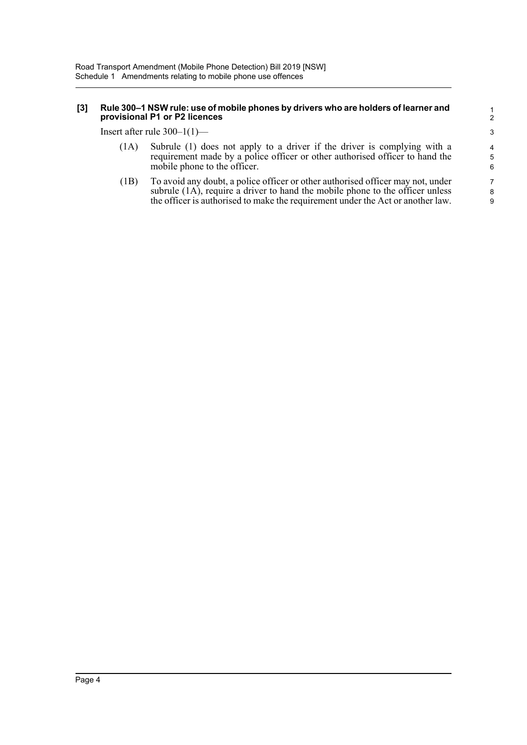**[3] Rule 300–1 NSW rule: use of mobile phones by drivers who are holders of learner and provisional P1 or P2 licences**

Insert after rule 300–1(1)—

(1A) Subrule (1) does not apply to a driver if the driver is complying with a requirement made by a police officer or other authorised officer to hand the mobile phone to the officer.

(1B) To avoid any doubt, a police officer or other authorised officer may not, under subrule (1A), require a driver to hand the mobile phone to the officer unless the officer is authorised to make the requirement under the Act or another law.